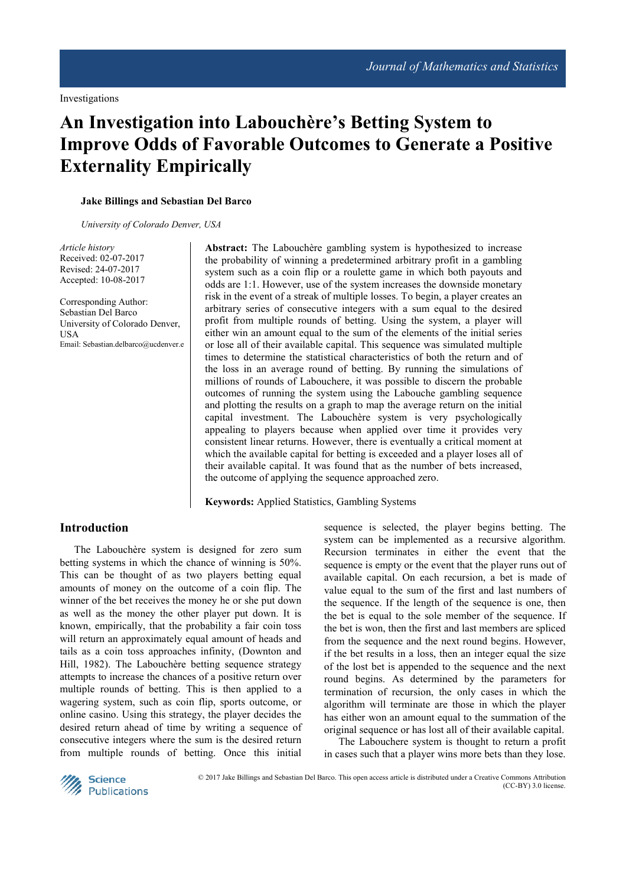Investigations

# An Investigation into Labouchère's Betting System to Improve Odds of Favorable Outcomes to Generate a Positive Externality Empirically

**Jake Billings and Sebastian Del Barco**

*University of Colorado Denver, USA*

*Article history*
Received: 02-07-2017
Revised: 24-07-2017
Accepted: 10-08-2017

Corresponding Author:
Sebastian Del Barco
University of Colorado Denver, USA
Email: Sebastian.delbarco@ucdenver.e

**Abstract:** The Labouchère gambling system is hypothesized to increase the probability of winning a predetermined arbitrary profit in a gambling system such as a coin flip or a roulette game in which both payouts and odds are 1:1. However, use of the system increases the downside monetary risk in the event of a streak of multiple losses. To begin, a player creates an arbitrary series of consecutive integers with a sum equal to the desired profit from multiple rounds of betting. Using the system, a player will either win an amount equal to the sum of the elements of the initial series or lose all of their available capital. This sequence was simulated multiple times to determine the statistical characteristics of both the return and of the loss in an average round of betting. By running the simulations of millions of rounds of Labouchere, it was possible to discern the probable outcomes of running the system using the Labouche gambling sequence and plotting the results on a graph to map the average return on the initial capital investment. The Labouchère system is very psychologically appealing to players because when applied over time it provides very consistent linear returns. However, there is eventually a critical moment at which the available capital for betting is exceeded and a player loses all of their available capital. It was found that as the number of bets increased, the outcome of applying the sequence approached zero.

**Keywords:** Applied Statistics, Gambling Systems

## Introduction

The Labouchère system is designed for zero sum betting systems in which the chance of winning is 50%. This can be thought of as two players betting equal amounts of money on the outcome of a coin flip. The winner of the bet receives the money he or she put down as well as the money the other player put down. It is known, empirically, that the probability a fair coin toss will return an approximately equal amount of heads and tails as a coin toss approaches infinity, (Downton and Hill, 1982). The Labouchère betting sequence strategy attempts to increase the chances of a positive return over multiple rounds of betting. This is then applied to a wagering system, such as coin flip, sports outcome, or online casino. Using this strategy, the player decides the desired return ahead of time by writing a sequence of consecutive integers where the sum is the desired return from multiple rounds of betting. Once this initial sequence is selected, the player begins betting. The system can be implemented as a recursive algorithm. Recursion terminates in either the event that the sequence is empty or the event that the player runs out of available capital. On each recursion, a bet is made of value equal to the sum of the first and last numbers of the sequence. If the length of the sequence is one, then the bet is equal to the sole member of the sequence. If the bet is won, then the first and last members are spliced from the sequence and the next round begins. However, if the bet results in a loss, then an integer equal the size of the lost bet is appended to the sequence and the next round begins. As determined by the parameters for termination of recursion, the only cases in which the algorithm will terminate are those in which the player has either won an amount equal to the summation of the original sequence or has lost all of their available capital.

The Labouchere system is thought to return a profit in cases such that a player wins more bets than they lose.

© 2017 Jake Billings and Sebastian Del Barco. This open access article is distributed under a Creative Commons Attribution (CC-BY) 3.0 license.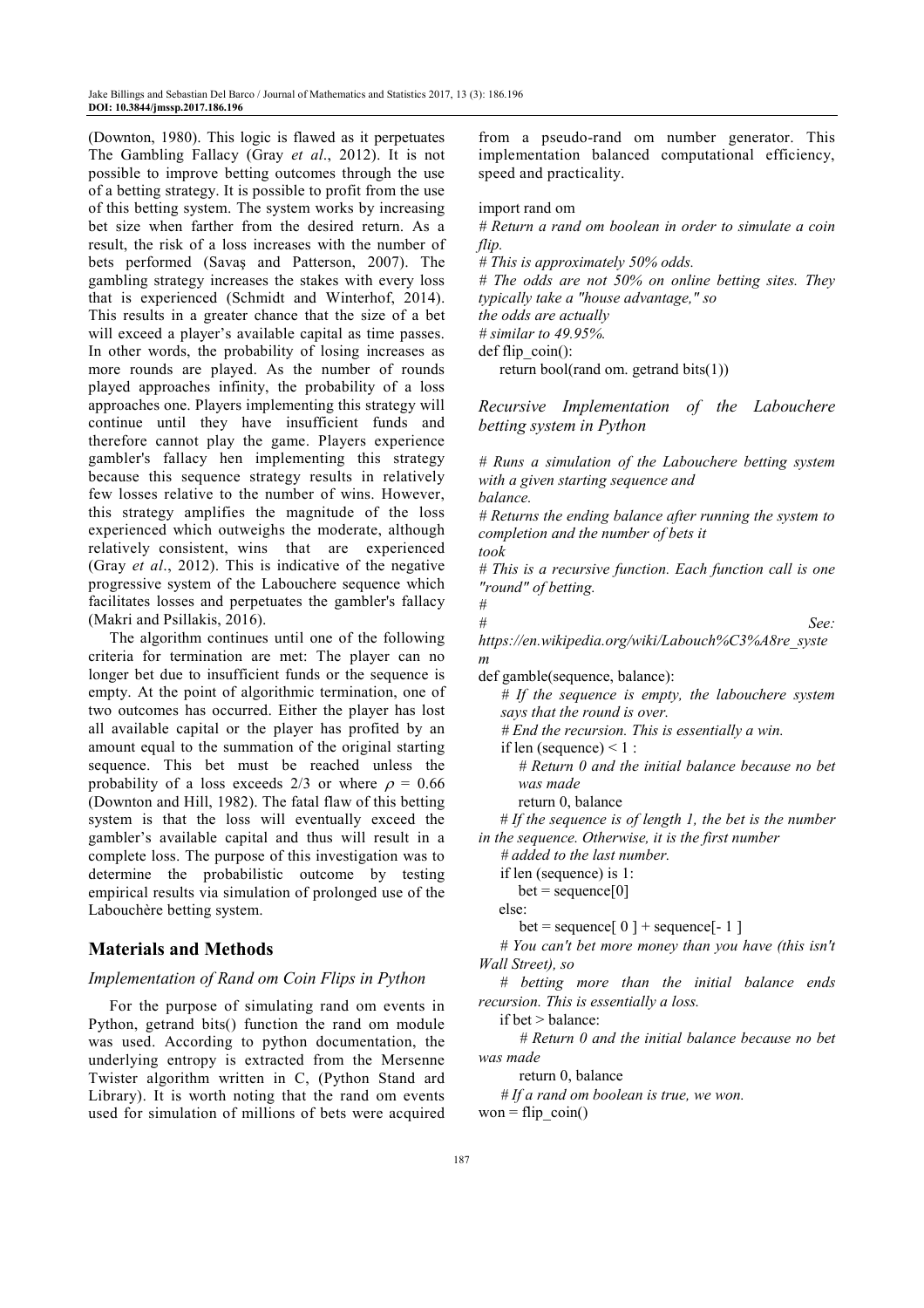(Downton, 1980). This logic is flawed as it perpetuates The Gambling Fallacy (Gray *et al*., 2012). It is not possible to improve betting outcomes through the use of a betting strategy. It is possible to profit from the use of this betting system. The system works by increasing bet size when farther from the desired return. As a result, the risk of a loss increases with the number of bets performed (Savaş and Patterson, 2007). The gambling strategy increases the stakes with every loss that is experienced (Schmidt and Winterhof, 2014). This results in a greater chance that the size of a bet will exceed a player's available capital as time passes. In other words, the probability of losing increases as more rounds are played. As the number of rounds played approaches infinity, the probability of a loss approaches one. Players implementing this strategy will continue until they have insufficient funds and therefore cannot play the game. Players experience gambler's fallacy hen implementing this strategy because this sequence strategy results in relatively few losses relative to the number of wins. However, this strategy amplifies the magnitude of the loss experienced which outweighs the moderate, although relatively consistent, wins that are experienced (Gray *et al*., 2012). This is indicative of the negative progressive system of the Labouchere sequence which facilitates losses and perpetuates the gambler's fallacy (Makri and Psillakis, 2016).

The algorithm continues until one of the following criteria for termination are met: The player can no longer bet due to insufficient funds or the sequence is empty. At the point of algorithmic termination, one of two outcomes has occurred. Either the player has lost all available capital or the player has profited by an amount equal to the summation of the original starting sequence. This bet must be reached unless the probability of a loss exceeds 2/3 or where $\rho = 0.66$ (Downton and Hill, 1982). The fatal flaw of this betting system is that the loss will eventually exceed the gambler's available capital and thus will result in a complete loss. The purpose of this investigation was to determine the probabilistic outcome by testing empirical results via simulation of prolonged use of the Labouchère betting system.

## Materials and Methods

### *Implementation of Rand om Coin Flips in Python*

For the purpose of simulating rand om events in Python, getrand bits() function the rand om module was used. According to python documentation, the underlying entropy is extracted from the Mersenne Twister algorithm written in C, (Python Stand ard Library). It is worth noting that the rand om events used for simulation of millions of bets were acquired from a pseudo-rand om number generator. This implementation balanced computational efficiency, speed and practicality.

```
import rand om
# Return a rand om boolean in order to simulate a coin flip.
# This is approximately 50% odds.
# The odds are not 50% on online betting sites. They typically take a "house advantage," so
the odds are actually
# similar to 49.95%.
def flip_coin():
    return bool(rand om. getrand bits(1))
```

### *Recursive Implementation of the Labouchere betting system in Python*

```
# Runs a simulation of the Labouchere betting system with a given starting sequence and
balance.
# Returns the ending balance after running the system to completion and the number of bets it
took
# This is a recursive function. Each function call is one "round" of betting.
#
# See: https://en.wikipedia.org/wiki/Labouch%C3%A8re_system
def gamble(sequence, balance):
    # If the sequence is empty, the labouchere system says that the round is over.
    # End the recursion. This is essentially a win.
    if len (sequence) < 1 :
        # Return 0 and the initial balance because no bet was made
        return 0, balance
    # If the sequence is of length 1, the bet is the number in the sequence. Otherwise, it is the first number
    # added to the last number.
    if len (sequence) is 1:
        bet = sequence[0]
    else:
        bet = sequence[ 0 ] + sequence[- 1 ]
    # You can't bet more money than you have (this isn't Wall Street), so
    # betting more than the initial balance ends recursion. This is essentially a loss.
    if bet > balance:
        # Return 0 and the initial balance because no bet was made
        return 0, balance
    # If a rand om boolean is true, we won.
won = flip_coin()
```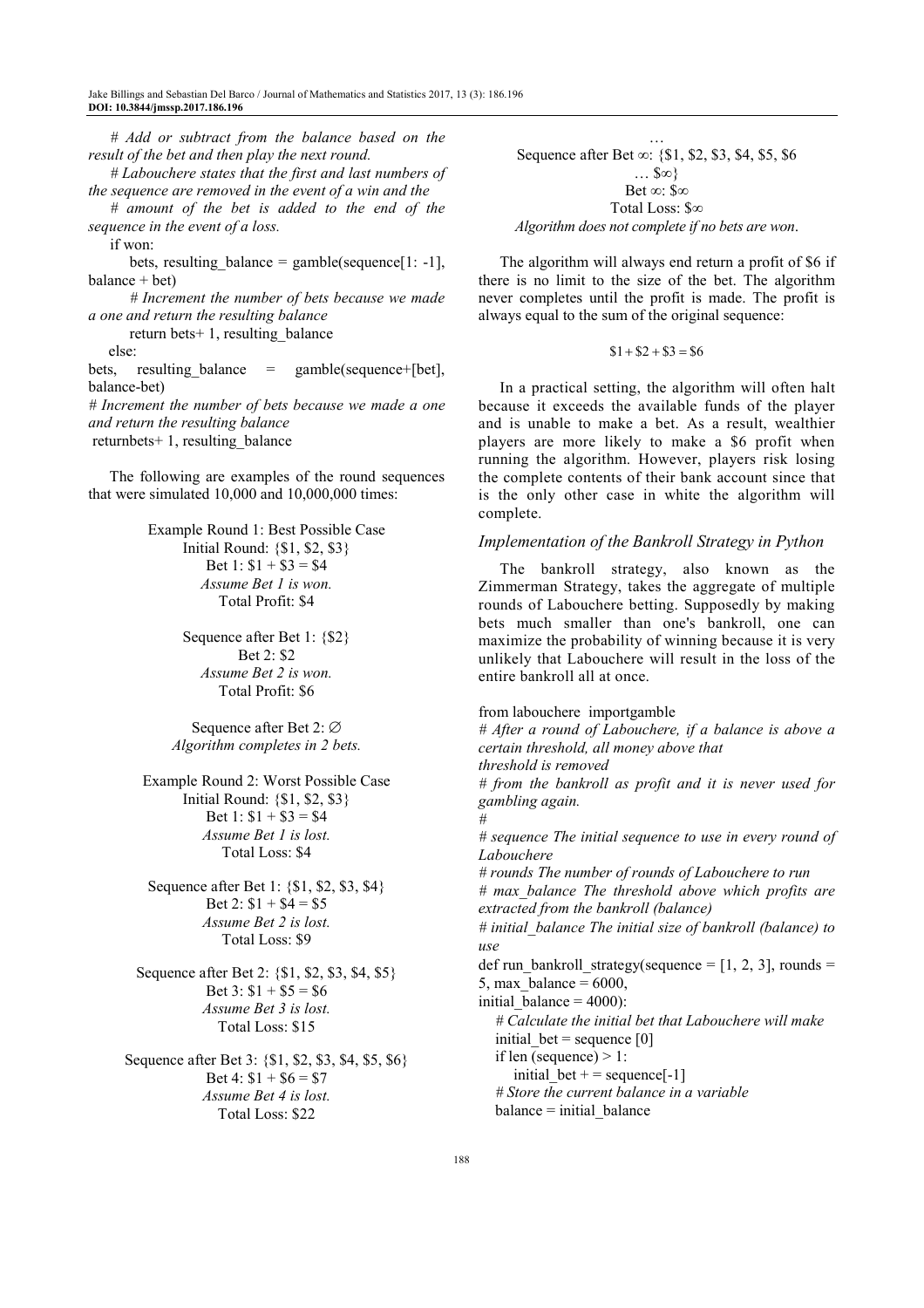```
    # Add or subtract from the balance based on the result of the bet and then play the next round.
    # Labouchere states that the first and last numbers of the sequence are removed in the event of a win and the
    # amount of the bet is added to the end of the sequence in the event of a loss.
    if won:
        bets, resulting_balance = gamble(sequence[1: -1], balance + bet)
        # Increment the number of bets because we made a one and return the resulting balance
        return bets+ 1, resulting_balance
    else:
bets, resulting_balance = gamble(sequence+[bet], balance-bet)
# Increment the number of bets because we made a one and return the resulting balance
 returnbets+ 1, resulting_balance
```

The following are examples of the round sequences that were simulated 10,000 and 10,000,000 times:

Example Round 1: Best Possible Case
Initial Round: {\$1, \$2, \$3}
Bet 1: \$1 + \$3 = \$4
*Assume Bet 1 is won.*
Total Profit: \$4

Sequence after Bet 1: {\$2}
Bet 2: \$2
*Assume Bet 2 is won.*
Total Profit: \$6

Sequence after Bet 2: $\varnothing$
*Algorithm completes in 2 bets.*

Example Round 2: Worst Possible Case
Initial Round: {\$1, \$2, \$3}
Bet 1: \$1 + \$3 = \$4
*Assume Bet 1 is lost.*
Total Loss: \$4

Sequence after Bet 1: {\$1, \$2, \$3, \$4}
Bet 2: \$1 + \$4 = \$5
*Assume Bet 2 is lost.*
Total Loss: \$9

Sequence after Bet 2: {\$1, \$2, \$3, \$4, \$5}
Bet 3: \$1 + \$5 = \$6
*Assume Bet 3 is lost.*
Total Loss: \$15

Sequence after Bet 3: {\$1, \$2, \$3, \$4, \$5, \$6}
Bet 4: \$1 + \$6 = \$7
*Assume Bet 4 is lost.*
Total Loss: \$22

…
Sequence after Bet ∞: {\$1, \$2, \$3, \$4, \$5, \$6 … \$∞}
Bet ∞: \$∞
Total Loss: \$∞
*Algorithm does not complete if no bets are won.*

The algorithm will always end return a profit of \$6 if there is no limit to the size of the bet. The algorithm never completes until the profit is made. The profit is always equal to the sum of the original sequence:

$$\$1 + \$2 + \$3 = \$6$$

In a practical setting, the algorithm will often halt because it exceeds the available funds of the player and is unable to make a bet. As a result, wealthier players are more likely to make a \$6 profit when running the algorithm. However, players risk losing the complete contents of their bank account since that is the only other case in white the algorithm will complete.

### *Implementation of the Bankroll Strategy in Python*

The bankroll strategy, also known as the Zimmerman Strategy, takes the aggregate of multiple rounds of Labouchere betting. Supposedly by making bets much smaller than one's bankroll, one can maximize the probability of winning because it is very unlikely that Labouchere will result in the loss of the entire bankroll all at once.

```
from labouchere  importgamble
# After a round of Labouchere, if a balance is above a certain threshold, all money above that
threshold is removed
# from the bankroll as profit and it is never used for gambling again.
#
# sequence The initial sequence to use in every round of Labouchere
# rounds The number of rounds of Labouchere to run
# max_balance The threshold above which profits are extracted from the bankroll (balance)
# initial_balance The initial size of bankroll (balance) to use
def run_bankroll_strategy(sequence = [1, 2, 3], rounds = 5, max_balance = 6000,
initial_balance = 4000):
    # Calculate the initial bet that Labouchere will make
    initial_bet = sequence [0]
    if len (sequence) > 1:
        initial_bet + = sequence[-1]
    # Store the current balance in a variable
    balance = initial_balance
```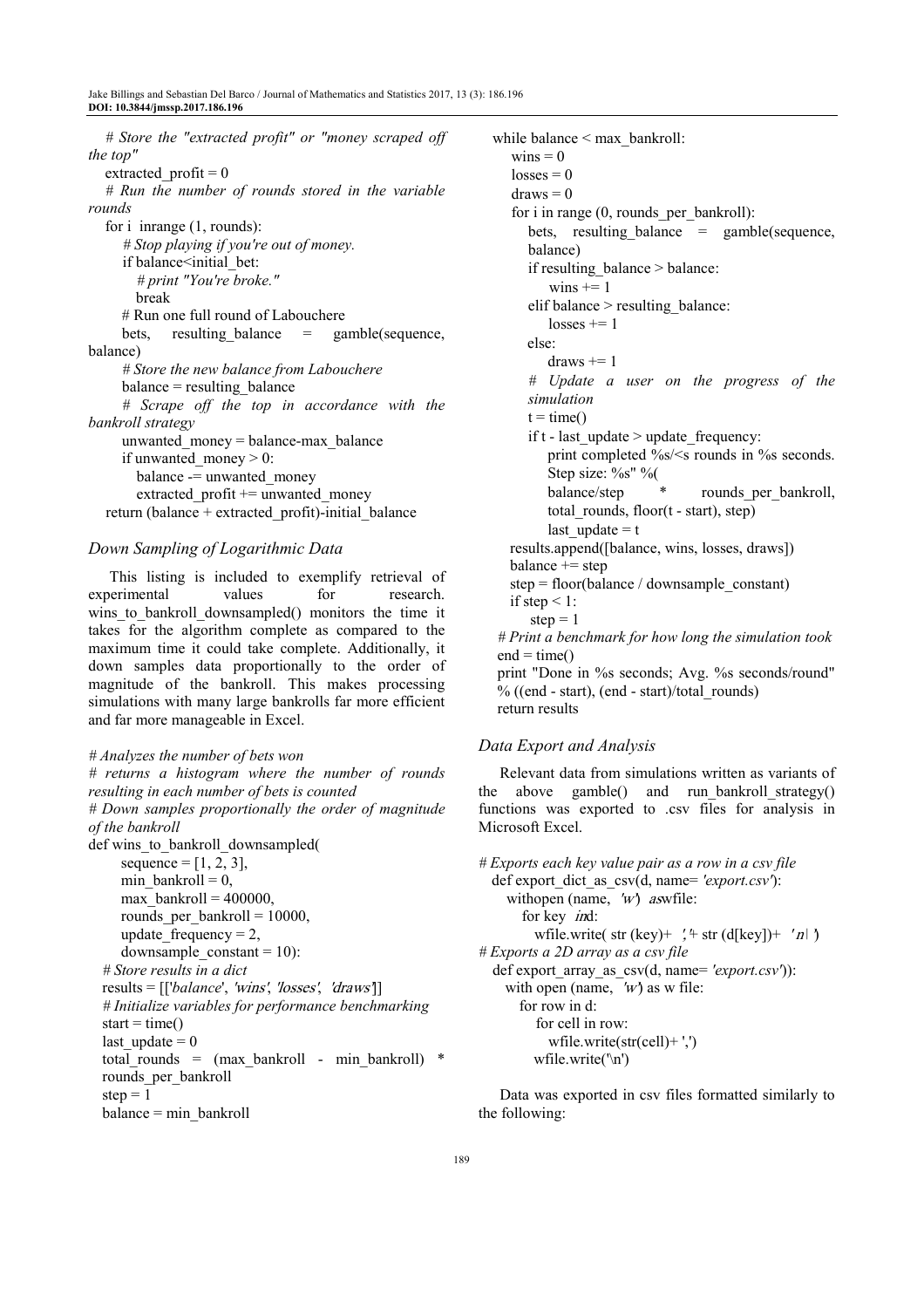```
    # Store the "extracted profit" or "money scraped off the top"
    extracted_profit = 0
    # Run the number of rounds stored in the variable rounds
    for i  inrange (1, rounds):
        # Stop playing if you're out of money.
        if balance<initial_bet:
            # print "You're broke."
            break
        # Run one full round of Labouchere
        bets,    resulting_balance    =    gamble(sequence, balance)
        # Store the new balance from Labouchere
        balance = resulting_balance
        # Scrape off the top in accordance with the bankroll strategy
        unwanted_money = balance-max_balance
        if unwanted_money > 0:
            balance -= unwanted_money
            extracted_profit += unwanted_money
    return (balance + extracted_profit)-initial_balance
```

### Down Sampling of Logarithmic Data

This listing is included to exemplify retrieval of experimental values for research. wins_to_bankroll_downsampled() monitors the time it takes for the algorithm complete as compared to the maximum time it could take complete. Additionally, it down samples data proportionally to the order of magnitude of the bankroll. This makes processing simulations with many large bankrolls far more efficient and far more manageable in Excel.

```
# Analyzes the number of bets won
# returns a histogram where the number of rounds resulting in each number of bets is counted
# Down samples proportionally the order of magnitude of the bankroll
def wins_to_bankroll_downsampled(
        sequence = [1, 2, 3],
        min_bankroll = 0,
        max_bankroll = 400000,
        rounds_per_bankroll = 10000,
        update_frequency = 2,
        downsample_constant = 10):
    # Store results in a dict
    results = [['balance', 'wins', 'losses', 'draws']]
    # Initialize variables for performance benchmarking
    start = time()
    last_update = 0
    total_rounds  =  (max_bankroll  -  min_bankroll)  *  rounds_per_bankroll
    step = 1
    balance = min_bankroll
    while balance < max_bankroll:
        wins = 0
        losses = 0
        draws = 0
        for i in range (0, rounds_per_bankroll):
            bets,   resulting_balance   =   gamble(sequence, balance)
            if resulting_balance > balance:
                wins += 1
            elif balance > resulting_balance:
                losses += 1
            else:
                draws += 1
            # Update a user on the progress of the simulation
            t = time()
            if t - last_update > update_frequency:
                print completed %s/<s rounds in %s seconds. Step size: %s" %(
                balance/step       *       rounds_per_bankroll, total_rounds, floor(t - start), step)
                last_update = t
        results.append([balance, wins, losses, draws])
        balance += step
        step = floor(balance / downsample_constant)
        if step < 1:
            step = 1
    # Print a benchmark for how long the simulation took
    end = time()
    print "Done in %s seconds; Avg. %s seconds/round" % ((end - start), (end - start)/total_rounds)
    return results
```

### Data Export and Analysis

Relevant data from simulations written as variants of the above gamble() and run_bankroll_strategy() functions was exported to .csv files for analysis in Microsoft Excel.

```
# Exports each key value pair as a row in a csv file
  def export_dict_as_csv(d, name= 'export.csv'):
     withopen (name,  'w')  aswfile:
        for key  ind:
            wfile.write( str (key)+  ','+ str (d[key])+  'n| ')
# Exports a 2D array as a csv file
  def export_array_as_csv(d, name= 'export.csv')):
     with open (name,  'w') as w file:
        for row in d:
           for cell in row:
              wfile.write(str(cell)+ ',')
           wfile.write('\n')
```

Data was exported in csv files formatted similarly to the following: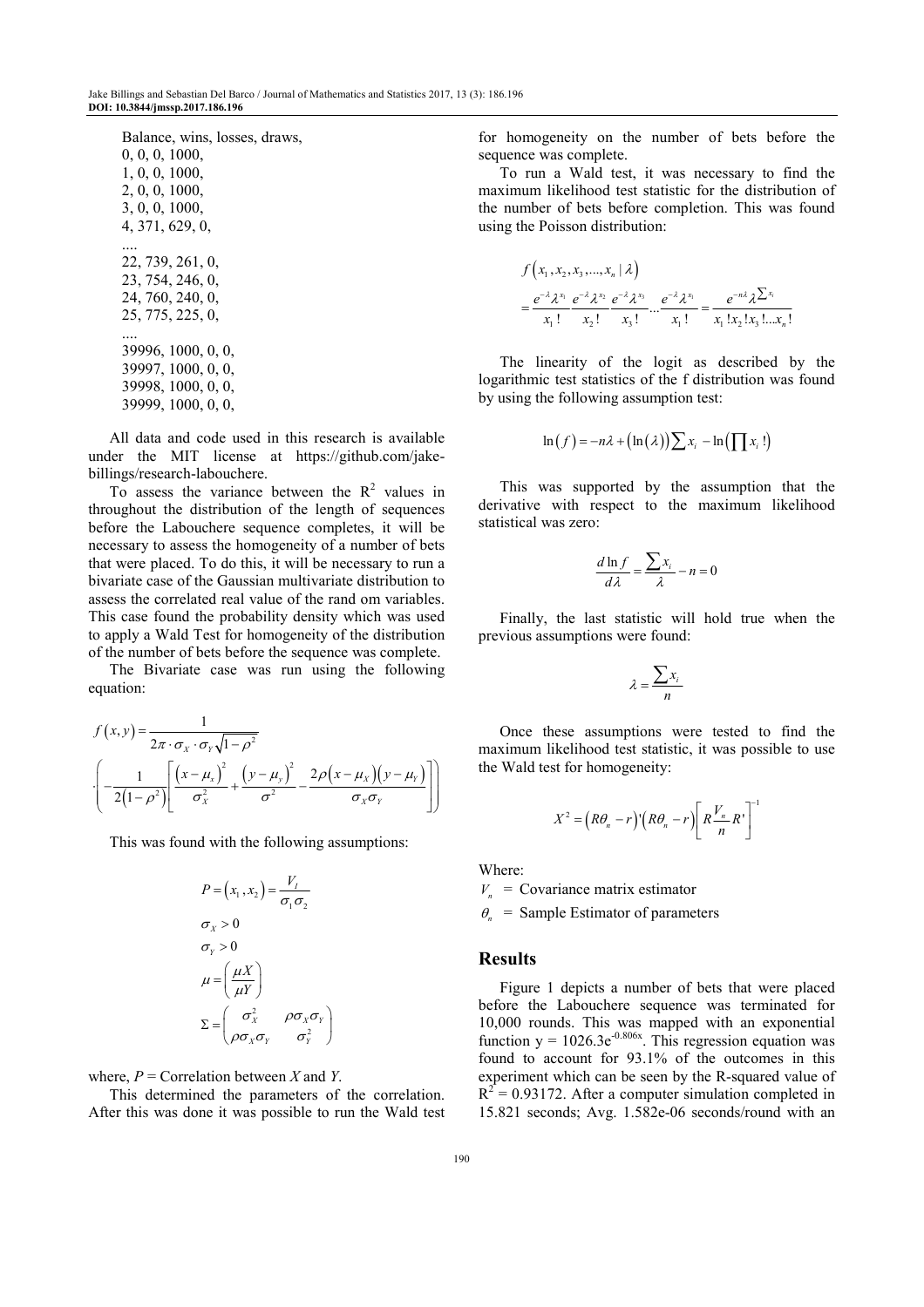```
Balance, wins, losses, draws,
0, 0, 0, 1000,
1, 0, 0, 1000,
2, 0, 0, 1000,
3, 0, 0, 1000,
4, 371, 629, 0,
....
22, 739, 261, 0,
23, 754, 246, 0,
24, 760, 240, 0,
25, 775, 225, 0,
....
39996, 1000, 0, 0,
39997, 1000, 0, 0,
39998, 1000, 0, 0,
39999, 1000, 0, 0,
```

All data and code used in this research is available under the MIT license at https://github.com/jake-billings/research-labouchere.

To assess the variance between the $R^2$ values in throughout the distribution of the length of sequences before the Labouchere sequence completes, it will be necessary to assess the homogeneity of a number of bets that were placed. To do this, it will be necessary to run a bivariate case of the Gaussian multivariate distribution to assess the correlated real value of the rand om variables. This case found the probability density which was used to apply a Wald Test for homogeneity of the distribution of the number of bets before the sequence was complete.

The Bivariate case was run using the following equation:

$$f(x,y) = \frac{1}{2\pi \cdot \sigma_X \cdot \sigma_Y \sqrt{1-\rho^2}} \cdot \left( -\frac{1}{2(1-\rho^2)} \left[ \frac{(x-\mu_x)^2}{\sigma_X^2} + \frac{(y-\mu_y)^2}{\sigma^2} - \frac{2\rho(x-\mu_X)(y-\mu_Y)}{\sigma_X \sigma_Y} \right] \right)$$

This was found with the following assumptions:

$$P = (x_1, x_2) = \frac{V_I}{\sigma_1 \sigma_2}$$

$$\sigma_X > 0$$

$$\sigma_Y > 0$$

$$\mu = \begin{pmatrix} \mu X \\ \mu Y \end{pmatrix}$$

$$\Sigma = \begin{pmatrix} \sigma_X^2 & \rho\sigma_X\sigma_Y \\ \rho\sigma_X\sigma_Y & \sigma_Y^2 \end{pmatrix}$$

where, $P$ = Correlation between $X$ and $Y$.

This determined the parameters of the correlation. After this was done it was possible to run the Wald test for homogeneity on the number of bets before the sequence was complete.

To run a Wald test, it was necessary to find the maximum likelihood test statistic for the distribution of the number of bets before completion. This was found using the Poisson distribution:

$$f(x_1, x_2, x_3, \ldots, x_n \mid \lambda) = \frac{e^{-\lambda}\lambda^{x_1}}{x_1!} \frac{e^{-\lambda}\lambda^{x_2}}{x_2!} \frac{e^{-\lambda}\lambda^{x_3}}{x_3!} \cdots \frac{e^{-\lambda}\lambda^{x_1}}{x_1!} = \frac{e^{-n\lambda}\lambda^{\sum x_i}}{x_1! x_2! x_3! \ldots x_n!}$$

The linearity of the logit as described by the logarithmic test statistics of the f distribution was found by using the following assumption test:

$$\ln(f) = -n\lambda + (\ln(\lambda)) \sum x_i - \ln\left(\prod x_i!\right)$$

This was supported by the assumption that the derivative with respect to the maximum likelihood statistical was zero:

$$\frac{d \ln f}{d\lambda} = \frac{\sum x_i}{\lambda} - n = 0$$

Finally, the last statistic will hold true when the previous assumptions were found:

$$\lambda = \frac{\sum x_i}{n}$$

Once these assumptions were tested to find the maximum likelihood test statistic, it was possible to use the Wald test for homogeneity:

$$X^2 = (R\theta_n - r)'(R\theta_n - r)\left[R\frac{V_n}{n}R'\right]^{-1}$$

Where:

$V_n$ = Covariance matrix estimator

$\theta_n$ = Sample Estimator of parameters

## Results

Figure 1 depicts a number of bets that were placed before the Labouchere sequence was terminated for 10,000 rounds. This was mapped with an exponential function $y = 1026.3e^{-0.806x}$. This regression equation was found to account for 93.1% of the outcomes in this experiment which can be seen by the R-squared value of $R^2 = 0.93172$. After a computer simulation completed in 15.821 seconds; Avg. 1.582e-06 seconds/round with an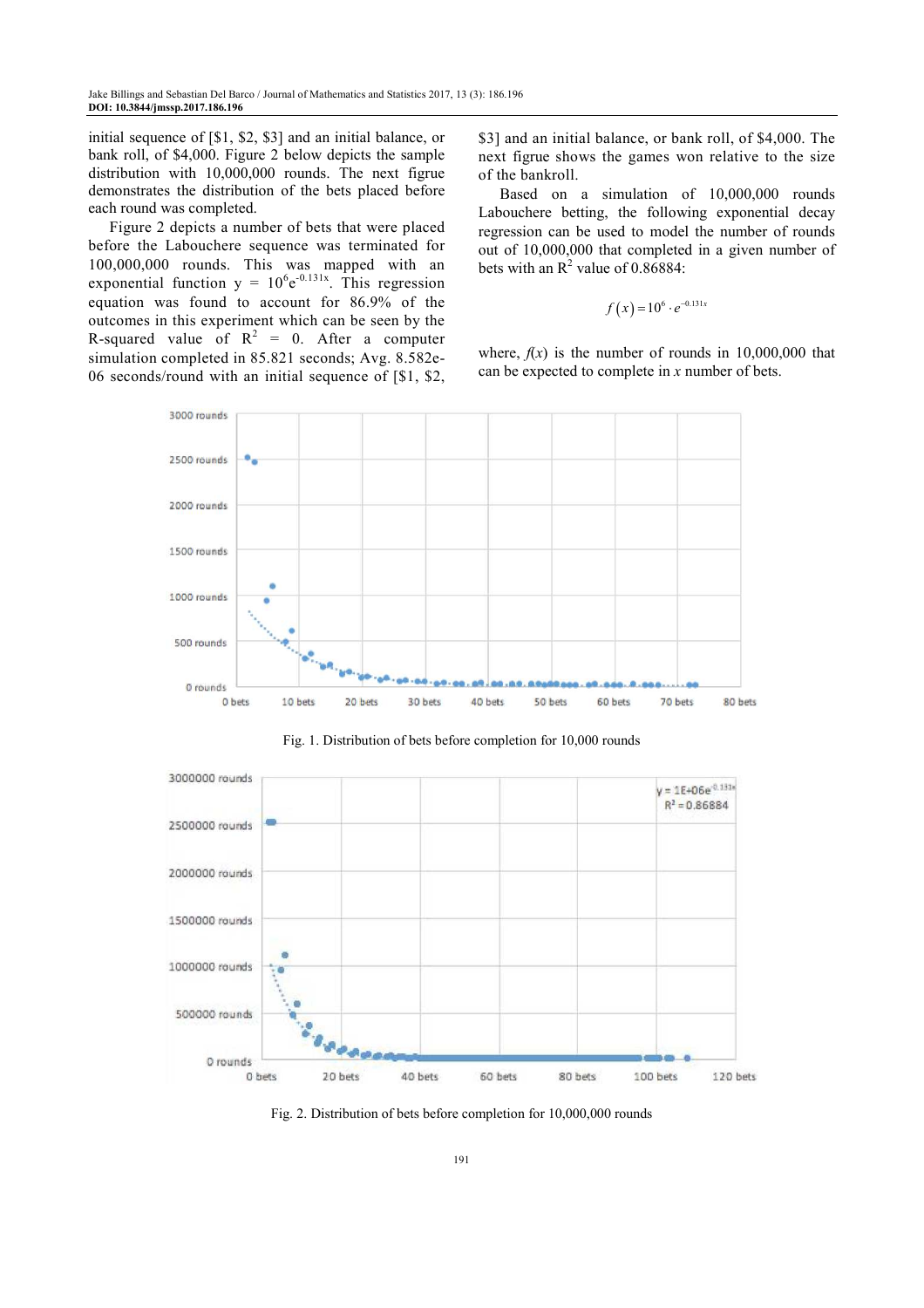initial sequence of [$1, $2, $3] and an initial balance, or bank roll, of $4,000. Figure 2 below depicts the sample distribution with 10,000,000 rounds. The next figrue demonstrates the distribution of the bets placed before each round was completed.

Figure 2 depicts a number of bets that were placed before the Labouchere sequence was terminated for 100,000,000 rounds. This was mapped with an exponential function $y = 10^6 e^{-0.131x}$. This regression equation was found to account for 86.9% of the outcomes in this experiment which can be seen by the R-squared value of $R^2 = 0$. After a computer simulation completed in 85.821 seconds; Avg. 8.582e-06 seconds/round with an initial sequence of [$1, $2, $3] and an initial balance, or bank roll, of $4,000. The next figrue shows the games won relative to the size of the bankroll.

Based on a simulation of 10,000,000 rounds Labouchere betting, the following exponential decay regression can be used to model the number of rounds out of 10,000,000 that completed in a given number of bets with an $R^2$ value of 0.86884:

$$f(x) = 10^6 \cdot e^{-0.131x}$$

where, $f(x)$ is the number of rounds in 10,000,000 that can be expected to complete in $x$ number of bets.

Fig. 1. Distribution of bets before completion for 10,000 rounds

Fig. 2. Distribution of bets before completion for 10,000,000 rounds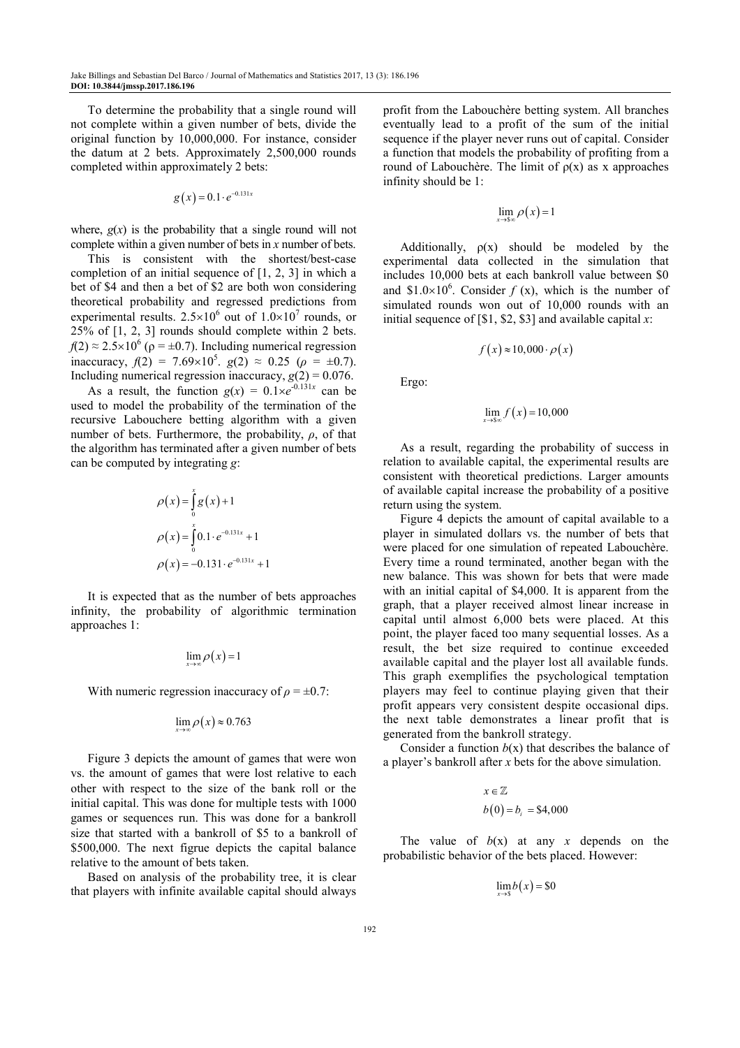To determine the probability that a single round will not complete within a given number of bets, divide the original function by 10,000,000. For instance, consider the datum at 2 bets. Approximately 2,500,000 rounds completed within approximately 2 bets:

$$g(x) = 0.1 \cdot e^{-0.131x}$$

where, $g(x)$ is the probability that a single round will not complete within a given number of bets in $x$ number of bets.

This is consistent with the shortest/best-case completion of an initial sequence of [1, 2, 3] in which a bet of \$4 and then a bet of \$2 are both won considering theoretical probability and regressed predictions from experimental results. $2.5\times10^6$ out of $1.0\times10^7$ rounds, or 25% of [1, 2, 3] rounds should complete within 2 bets. $f(2) \approx 2.5\times10^6$ ($\rho = \pm0.7$). Including numerical regression inaccuracy, $f(2) = 7.69\times10^5$. $g(2) \approx 0.25$ ($\rho = \pm0.7$). Including numerical regression inaccuracy, $g(2) = 0.076$.

As a result, the function $g(x) = 0.1\times e^{-0.131x}$ can be used to model the probability of the termination of the recursive Labouchere betting algorithm with a given number of bets. Furthermore, the probability, $\rho$, of that the algorithm has terminated after a given number of bets can be computed by integrating $g$:

$$\rho(x) = \int_0^x g(x) + 1$$

$$\rho(x) = \int_0^x 0.1 \cdot e^{-0.131x} + 1$$

$$\rho(x) = -0.131 \cdot e^{-0.131x} + 1$$

It is expected that as the number of bets approaches infinity, the probability of algorithmic termination approaches 1:

$$\lim_{x\to\infty} \rho(x) = 1$$

With numeric regression inaccuracy of $\rho = \pm0.7$:

$$\lim_{x\to\infty} \rho(x) \approx 0.763$$

Figure 3 depicts the amount of games that were won vs. the amount of games that were lost relative to each other with respect to the size of the bank roll or the initial capital. This was done for multiple tests with 1000 games or sequences run. This was done for a bankroll size that started with a bankroll of \$5 to a bankroll of \$500,000. The next figrue depicts the capital balance relative to the amount of bets taken.

Based on analysis of the probability tree, it is clear that players with infinite available capital should always profit from the Labouchère betting system. All branches eventually lead to a profit of the sum of the initial sequence if the player never runs out of capital. Consider a function that models the probability of profiting from a round of Labouchère. The limit of ρ(x) as x approaches infinity should be 1:

$$\lim_{x\to\$\infty} \rho(x) = 1$$

Additionally, ρ(x) should be modeled by the experimental data collected in the simulation that includes 10,000 bets at each bankroll value between \$0 and $\$1.0\times10^6$. Consider $f(x)$, which is the number of simulated rounds won out of 10,000 rounds with an initial sequence of [\$1, \$2, \$3] and available capital $x$:

$$f(x) \approx 10{,}000 \cdot \rho(x)$$

Ergo:

$$\lim_{x\to\$\infty} f(x) = 10{,}000$$

As a result, regarding the probability of success in relation to available capital, the experimental results are consistent with theoretical predictions. Larger amounts of available capital increase the probability of a positive return using the system.

Figure 4 depicts the amount of capital available to a player in simulated dollars vs. the number of bets that were placed for one simulation of repeated Labouchère. Every time a round terminated, another began with the new balance. This was shown for bets that were made with an initial capital of \$4,000. It is apparent from the graph, that a player received almost linear increase in capital until almost 6,000 bets were placed. At this point, the player faced too many sequential losses. As a result, the bet size required to continue exceeded available capital and the player lost all available funds. This graph exemplifies the psychological temptation players may feel to continue playing given that their profit appears very consistent despite occasional dips. the next table demonstrates a linear profit that is generated from the bankroll strategy.

Consider a function $b(x)$ that describes the balance of a player's bankroll after $x$ bets for the above simulation.

$$x \in \mathbb{Z}$$

$$b(0) = b_i = \$4{,}000$$

The value of $b(x)$ at any $x$ depends on the probabilistic behavior of the bets placed. However:

$$\lim_{x\to\$} b(x) = \$0$$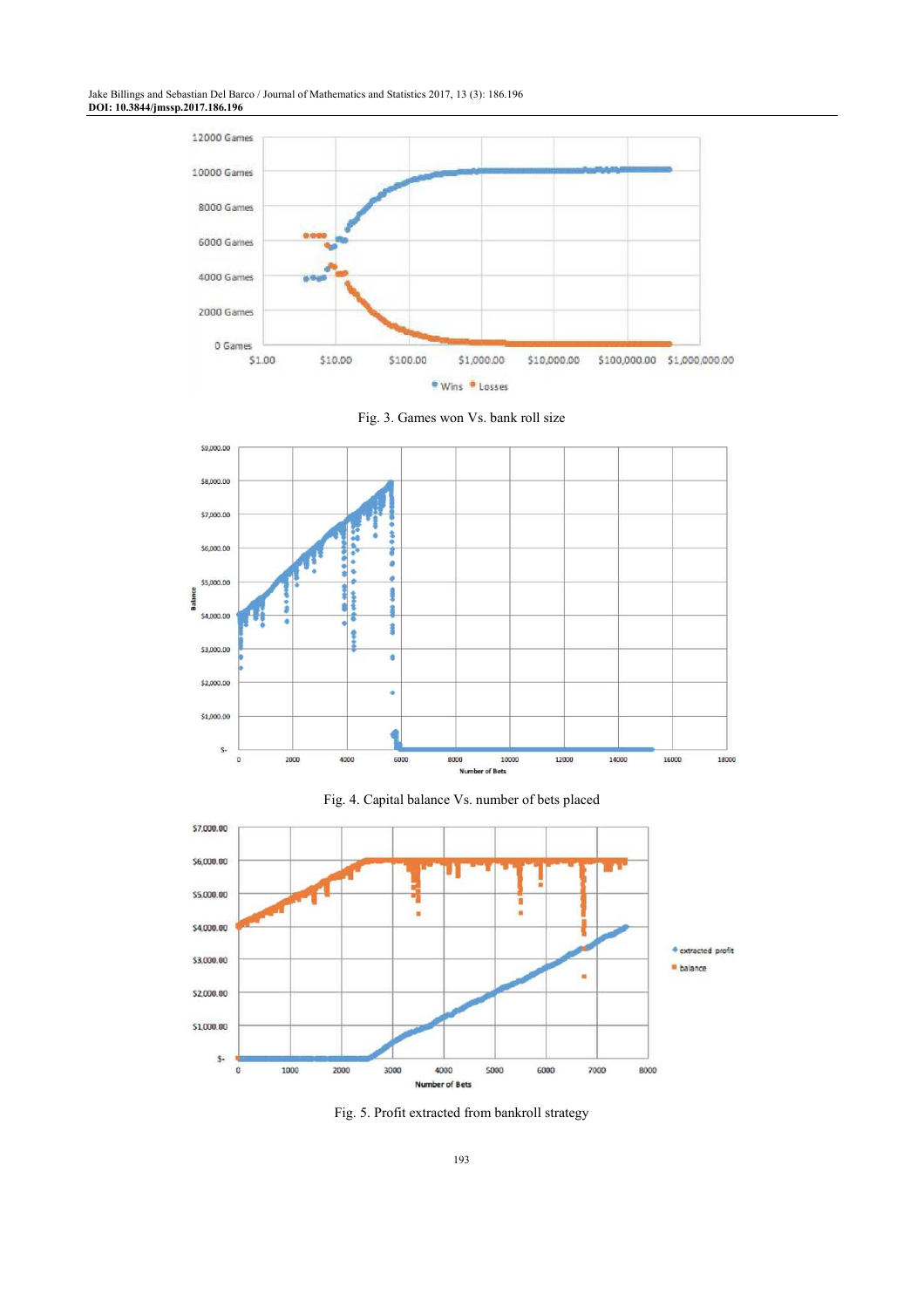Fig. 3. Games won Vs. bank roll size

Fig. 4. Capital balance Vs. number of bets placed

Fig. 5. Profit extracted from bankroll strategy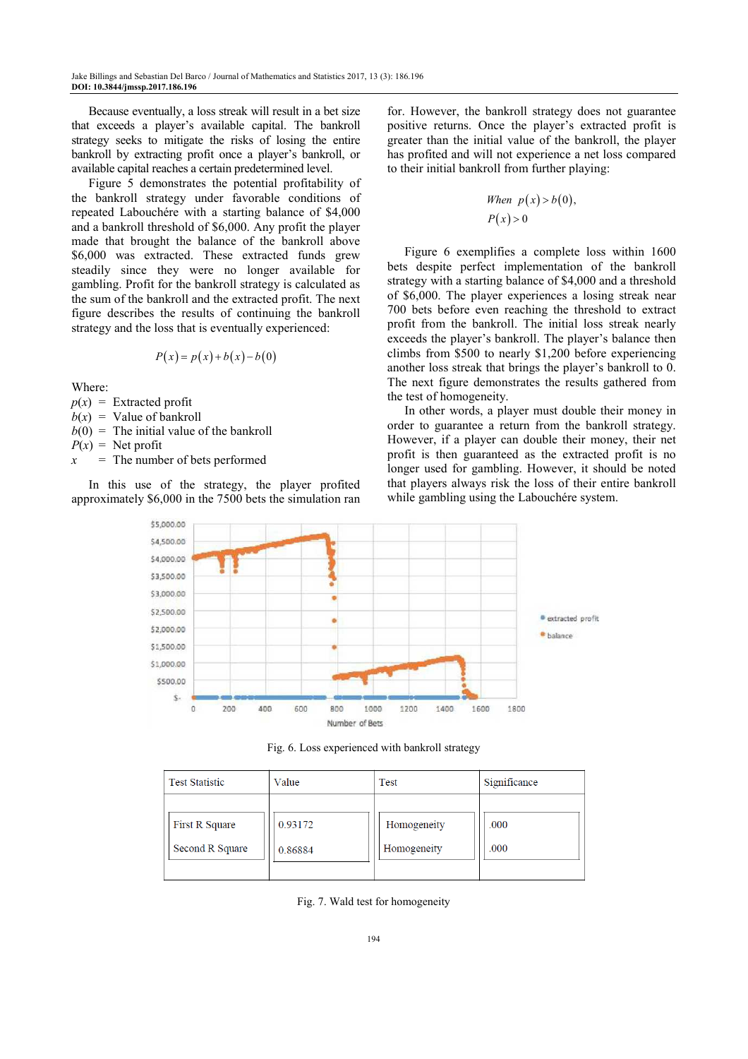Because eventually, a loss streak will result in a bet size that exceeds a player's available capital. The bankroll strategy seeks to mitigate the risks of losing the entire bankroll by extracting profit once a player's bankroll, or available capital reaches a certain predetermined level.

Figure 5 demonstrates the potential profitability of the bankroll strategy under favorable conditions of repeated Labouchére with a starting balance of $4,000 and a bankroll threshold of $6,000. Any profit the player made that brought the balance of the bankroll above $6,000 was extracted. These extracted funds grew steadily since they were no longer available for gambling. Profit for the bankroll strategy is calculated as the sum of the bankroll and the extracted profit. The next figure describes the results of continuing the bankroll strategy and the loss that is eventually experienced:

$$P(x) = p(x) + b(x) - b(0)$$

Where:

$p(x)$ = Extracted profit
$b(x)$ = Value of bankroll
$b(0)$ = The initial value of the bankroll
$P(x)$ = Net profit
$x$ = The number of bets performed

In this use of the strategy, the player profited approximately $6,000 in the 7500 bets the simulation ran for. However, the bankroll strategy does not guarantee positive returns. Once the player's extracted profit is greater than the initial value of the bankroll, the player has profited and will not experience a net loss compared to their initial bankroll from further playing:

$$\text{When } p(x) > b(0),$$
$$P(x) > 0$$

Figure 6 exemplifies a complete loss within 1600 bets despite perfect implementation of the bankroll strategy with a starting balance of $4,000 and a threshold of $6,000. The player experiences a losing streak near 700 bets before even reaching the threshold to extract profit from the bankroll. The initial loss streak nearly exceeds the player's bankroll. The player's balance then climbs from $500 to nearly $1,200 before experiencing another loss streak that brings the player's bankroll to 0. The next figure demonstrates the results gathered from the test of homogeneity.

In other words, a player must double their money in order to guarantee a return from the bankroll strategy. However, if a player can double their money, their net profit is then guaranteed as the extracted profit is no longer used for gambling. However, it should be noted that players always risk the loss of their entire bankroll while gambling using the Labouchére system.

Fig. 6. Loss experienced with bankroll strategy

| Test Statistic | Value | Test | Significance |
|---|---|---|---|
| First R Square | 0.93172 | Homogeneity | .000 |
| Second R Square | 0.86884 | Homogeneity | .000 |

Fig. 7. Wald test for homogeneity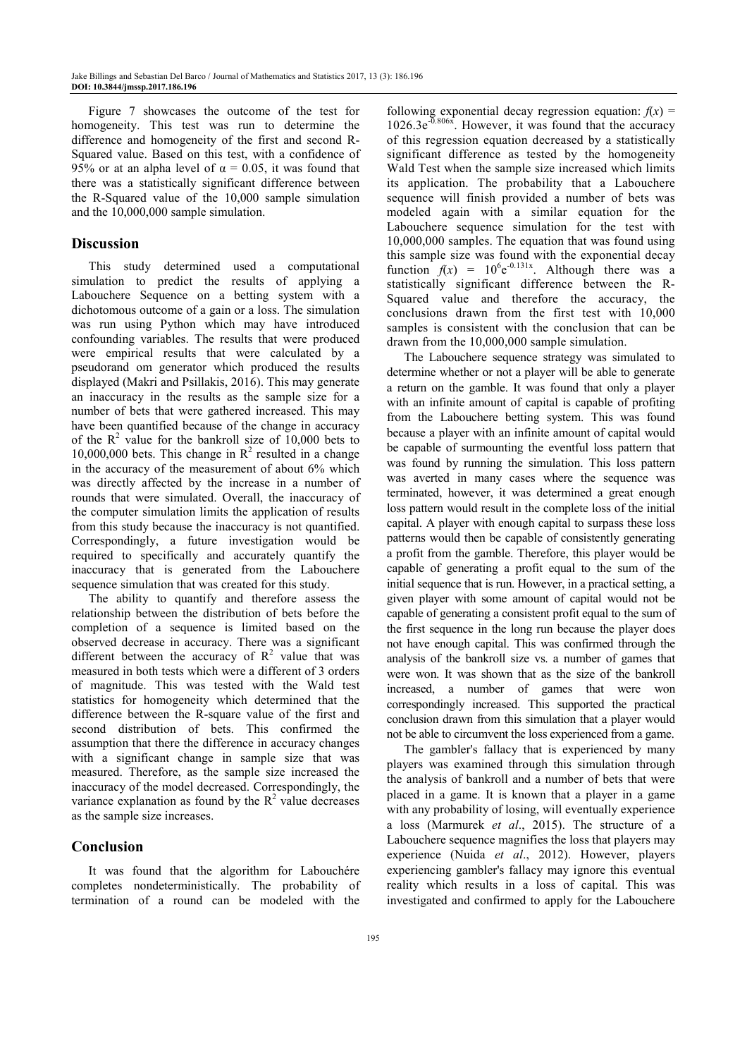Figure 7 showcases the outcome of the test for homogeneity. This test was run to determine the difference and homogeneity of the first and second R-Squared value. Based on this test, with a confidence of 95% or at an alpha level of $\alpha = 0.05$, it was found that there was a statistically significant difference between the R-Squared value of the 10,000 sample simulation and the 10,000,000 sample simulation.

## Discussion

This study determined used a computational simulation to predict the results of applying a Labouchere Sequence on a betting system with a dichotomous outcome of a gain or a loss. The simulation was run using Python which may have introduced confounding variables. The results that were produced were empirical results that were calculated by a pseudorand om generator which produced the results displayed (Makri and Psillakis, 2016). This may generate an inaccuracy in the results as the sample size for a number of bets that were gathered increased. This may have been quantified because of the change in accuracy of the $R^2$ value for the bankroll size of 10,000 bets to 10,000,000 bets. This change in $R^2$ resulted in a change in the accuracy of the measurement of about 6% which was directly affected by the increase in a number of rounds that were simulated. Overall, the inaccuracy of the computer simulation limits the application of results from this study because the inaccuracy is not quantified. Correspondingly, a future investigation would be required to specifically and accurately quantify the inaccuracy that is generated from the Labouchere sequence simulation that was created for this study.

The ability to quantify and therefore assess the relationship between the distribution of bets before the completion of a sequence is limited based on the observed decrease in accuracy. There was a significant different between the accuracy of $R^2$ value that was measured in both tests which were a different of 3 orders of magnitude. This was tested with the Wald test statistics for homogeneity which determined that the difference between the R-square value of the first and second distribution of bets. This confirmed the assumption that there the difference in accuracy changes with a significant change in sample size that was measured. Therefore, as the sample size increased the inaccuracy of the model decreased. Correspondingly, the variance explanation as found by the $R^2$ value decreases as the sample size increases.

## Conclusion

It was found that the algorithm for Labouchére completes nondeterministically. The probability of termination of a round can be modeled with the following exponential decay regression equation: $f(x) = 1026.3e^{-0.806x}$. However, it was found that the accuracy of this regression equation decreased by a statistically significant difference as tested by the homogeneity Wald Test when the sample size increased which limits its application. The probability that a Labouchere sequence will finish provided a number of bets was modeled again with a similar equation for the Labouchere sequence simulation for the test with 10,000,000 samples. The equation that was found using this sample size was found with the exponential decay function $f(x) = 10^6e^{-0.131x}$. Although there was a statistically significant difference between the R-Squared value and therefore the accuracy, the conclusions drawn from the first test with 10,000 samples is consistent with the conclusion that can be drawn from the 10,000,000 sample simulation.

The Labouchere sequence strategy was simulated to determine whether or not a player will be able to generate a return on the gamble. It was found that only a player with an infinite amount of capital is capable of profiting from the Labouchere betting system. This was found because a player with an infinite amount of capital would be capable of surmounting the eventful loss pattern that was found by running the simulation. This loss pattern was averted in many cases where the sequence was terminated, however, it was determined a great enough loss pattern would result in the complete loss of the initial capital. A player with enough capital to surpass these loss patterns would then be capable of consistently generating a profit from the gamble. Therefore, this player would be capable of generating a profit equal to the sum of the initial sequence that is run. However, in a practical setting, a given player with some amount of capital would not be capable of generating a consistent profit equal to the sum of the first sequence in the long run because the player does not have enough capital. This was confirmed through the analysis of the bankroll size vs. a number of games that were won. It was shown that as the size of the bankroll increased, a number of games that were won correspondingly increased. This supported the practical conclusion drawn from this simulation that a player would not be able to circumvent the loss experienced from a game.

The gambler's fallacy that is experienced by many players was examined through this simulation through the analysis of bankroll and a number of bets that were placed in a game. It is known that a player in a game with any probability of losing, will eventually experience a loss (Marmurek *et al*., 2015). The structure of a Labouchere sequence magnifies the loss that players may experience (Nuida *et al*., 2012). However, players experiencing gambler's fallacy may ignore this eventual reality which results in a loss of capital. This was investigated and confirmed to apply for the Labouchere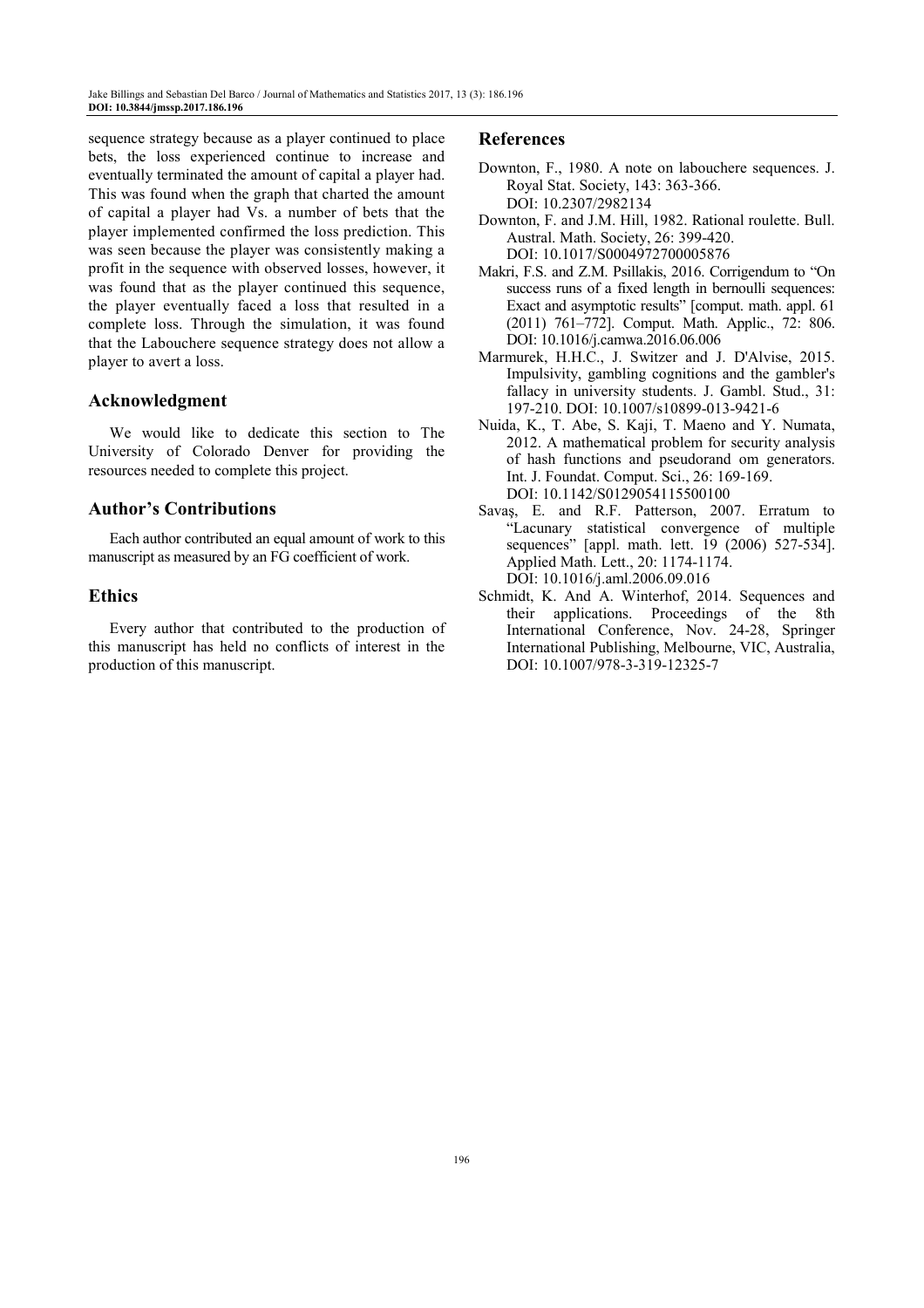sequence strategy because as a player continued to place bets, the loss experienced continue to increase and eventually terminated the amount of capital a player had. This was found when the graph that charted the amount of capital a player had Vs. a number of bets that the player implemented confirmed the loss prediction. This was seen because the player was consistently making a profit in the sequence with observed losses, however, it was found that as the player continued this sequence, the player eventually faced a loss that resulted in a complete loss. Through the simulation, it was found that the Labouchere sequence strategy does not allow a player to avert a loss.

## Acknowledgment

We would like to dedicate this section to The University of Colorado Denver for providing the resources needed to complete this project.

## Author's Contributions

Each author contributed an equal amount of work to this manuscript as measured by an FG coefficient of work.

## Ethics

Every author that contributed to the production of this manuscript has held no conflicts of interest in the production of this manuscript.

## References

Downton, F., 1980. A note on labouchere sequences. J. Royal Stat. Society, 143: 363-366. DOI: 10.2307/2982134

Downton, F. and J.M. Hill, 1982. Rational roulette. Bull. Austral. Math. Society, 26: 399-420. DOI: 10.1017/S0004972700005876

Makri, F.S. and Z.M. Psillakis, 2016. Corrigendum to "On success runs of a fixed length in bernoulli sequences: Exact and asymptotic results" [comput. math. appl. 61 (2011) 761–772]. Comput. Math. Applic., 72: 806. DOI: 10.1016/j.camwa.2016.06.006

Marmurek, H.H.C., J. Switzer and J. D'Alvise, 2015. Impulsivity, gambling cognitions and the gambler's fallacy in university students. J. Gambl. Stud., 31: 197-210. DOI: 10.1007/s10899-013-9421-6

Nuida, K., T. Abe, S. Kaji, T. Maeno and Y. Numata, 2012. A mathematical problem for security analysis of hash functions and pseudorand om generators. Int. J. Foundat. Comput. Sci., 26: 169-169. DOI: 10.1142/S0129054115500100

Savaş, E. and R.F. Patterson, 2007. Erratum to "Lacunary statistical convergence of multiple sequences" [appl. math. lett. 19 (2006) 527-534]. Applied Math. Lett., 20: 1174-1174. DOI: 10.1016/j.aml.2006.09.016

Schmidt, K. And A. Winterhof, 2014. Sequences and their applications. Proceedings of the 8th International Conference, Nov. 24-28, Springer International Publishing, Melbourne, VIC, Australia, DOI: 10.1007/978-3-319-12325-7